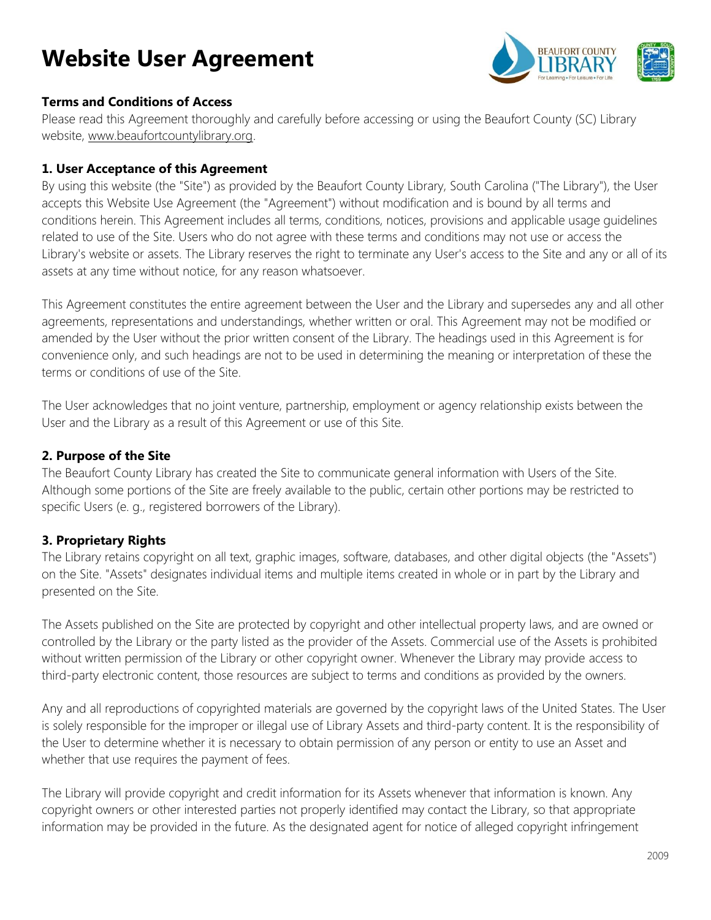# Website User Agreement

**Terms and Conditions of Access**

Please read this Agreement thoroughly and carefully before accessing or using the Beaufort County (SC) Library website, www.beaufortcountylibrary.org.

### 1. User Acceptance of this Agreement

By using this website (the "Site") as provided by the Beaufort County Library, South Carolina ("The Library"), the User accepts this Website Use Agreement (the "Agreement") without modification and is bound by all terms and conditions herein. This Agreement includes all terms, conditions, notices, provisions and applicable usage guidelines related to use of the Site. Users who do not agree with these terms and conditions may not use or access the Library's website or assets. The Library reserves the right to terminate any User's access to the Site and any or all of its assets at any time without notice, for any reason whatsoever.

This Agreement constitutes the entire agreement between the User and the Library and supersedes any and all other agreements, representations and understandings, whether written or oral. This Agreement may not be modified or amended by the User without the prior written consent of the Library. The headings used in this Agreement is for convenience only, and such headings are not to be used in determining the meaning or interpretation of these the terms or conditions of use of the Site.

The User acknowledges that no joint venture, partnership, employment or agency relationship exists between the User and the Library as a result of this Agreement or use of this Site.

### 2. Purpose of the Site

The Beaufort County Library has created the Site to communicate general information with Users of the Site. Although some portions of the Site are freely available to the public, certain other portions may be restricted to specific Users (e. g., registered borrowers of the Library).

### 3. Proprietary Rights

The Library retains copyright on all text, graphic images, software, databases, and other digital objects (the "Assets") on the Site. "Assets" designates individual items and multiple items created in whole or in part by the Library and presented on the Site.

The Assets published on the Site are protected by copyright and other intellectual property laws, and are owned or controlled by the Library or the party listed as the provider of the Assets. Commercial use of the Assets is prohibited without written permission of the Library or other copyright owner. Whenever the Library may provide access to third-party electronic content, those resources are subject to terms and conditions as provided by the owners.

Any and all reproductions of copyrighted materials are governed by the copyright laws of the United States. The User is solely responsible for the improper or illegal use of Library Assets and third-party content. It is the responsibility of the User to determine whether it is necessary to obtain permission of any person or entity to use an Asset and whether that use requires the payment of fees.

The Library will provide copyright and credit information for its Assets whenever that information is known. Any copyright owners or other interested parties not properly identified may contact the Library, so that appropriate information may be provided in the future. As the designated agent for notice of alleged copyright infringement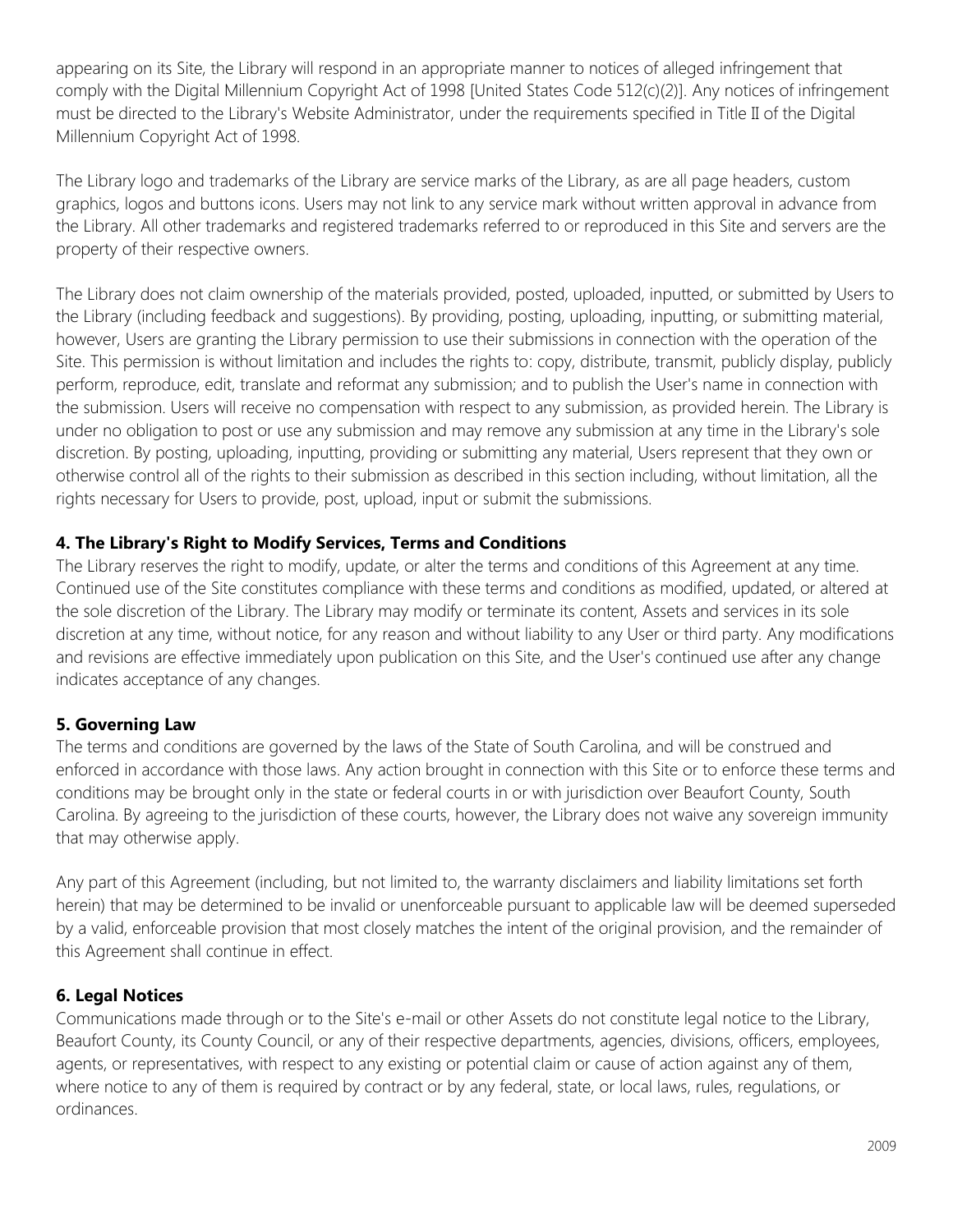appearing on its Site, the Library will respond in an appropriate manner to notices of alleged infringement that comply with the Digital Millennium Copyright Act of 1998 [United States Code 512(c)(2)]. Any notices of infringement must be directed to the Library's Website Administrator, under the requirements specified in Title II of the Digital Millennium Copyright Act of 1998.

The Library logo and trademarks of the Library are service marks of the Library, as are all page headers, custom graphics, logos and buttons icons. Users may not link to any service mark without written approval in advance from the Library. All other trademarks and registered trademarks referred to or reproduced in this Site and servers are the property of their respective owners.

The Library does not claim ownership of the materials provided, posted, uploaded, inputted, or submitted by Users to the Library (including feedback and suggestions). By providing, posting, uploading, inputting, or submitting material, however, Users are granting the Library permission to use their submissions in connection with the operation of the Site. This permission is without limitation and includes the rights to: copy, distribute, transmit, publicly display, publicly perform, reproduce, edit, translate and reformat any submission; and to publish the User's name in connection with the submission. Users will receive no compensation with respect to any submission, as provided herein. The Library is under no obligation to post or use any submission and may remove any submission at any time in the Library's sole discretion. By posting, uploading, inputting, providing or submitting any material, Users represent that they own or otherwise control all of the rights to their submission as described in this section including, without limitation, all the rights necessary for Users to provide, post, upload, input or submit the submissions.

**4. The Library's Right to Modify Services, Terms and Conditions**

The Library reserves the right to modify, update, or alter the terms and conditions of this Agreement at any time. Continued use of the Site constitutes compliance with these terms and conditions as modified, updated, or altered at the sole discretion of the Library. The Library may modify or terminate its content, Assets and services in its sole discretion at any time, without notice, for any reason and without liability to any User or third party. Any modifications and revisions are effective immediately upon publication on this Site, and the User's continued use after any change indicates acceptance of any changes.

**5. Governing Law**

The terms and conditions are governed by the laws of the State of South Carolina, and will be construed and enforced in accordance with those laws. Any action brought in connection with this Site or to enforce these terms and conditions may be brought only in the state or federal courts in or with jurisdiction over Beaufort County, South Carolina. By agreeing to the jurisdiction of these courts, however, the Library does not waive any sovereign immunity that may otherwise apply.

Any part of this Agreement (including, but not limited to, the warranty disclaimers and liability limitations set forth herein) that may be determined to be invalid or unenforceable pursuant to applicable law will be deemed superseded by a valid, enforceable provision that most closely matches the intent of the original provision, and the remainder of this Agreement shall continue in effect.

**6. Legal Notices**

Communications made through or to the Site's e-mail or other Assets do not constitute legal notice to the Library, Beaufort County, its County Council, or any of their respective departments, agencies, divisions, officers, employees, agents, or representatives, with respect to any existing or potential claim or cause of action against any of them, where notice to any of them is required by contract or by any federal, state, or local laws, rules, regulations, or ordinances.

2009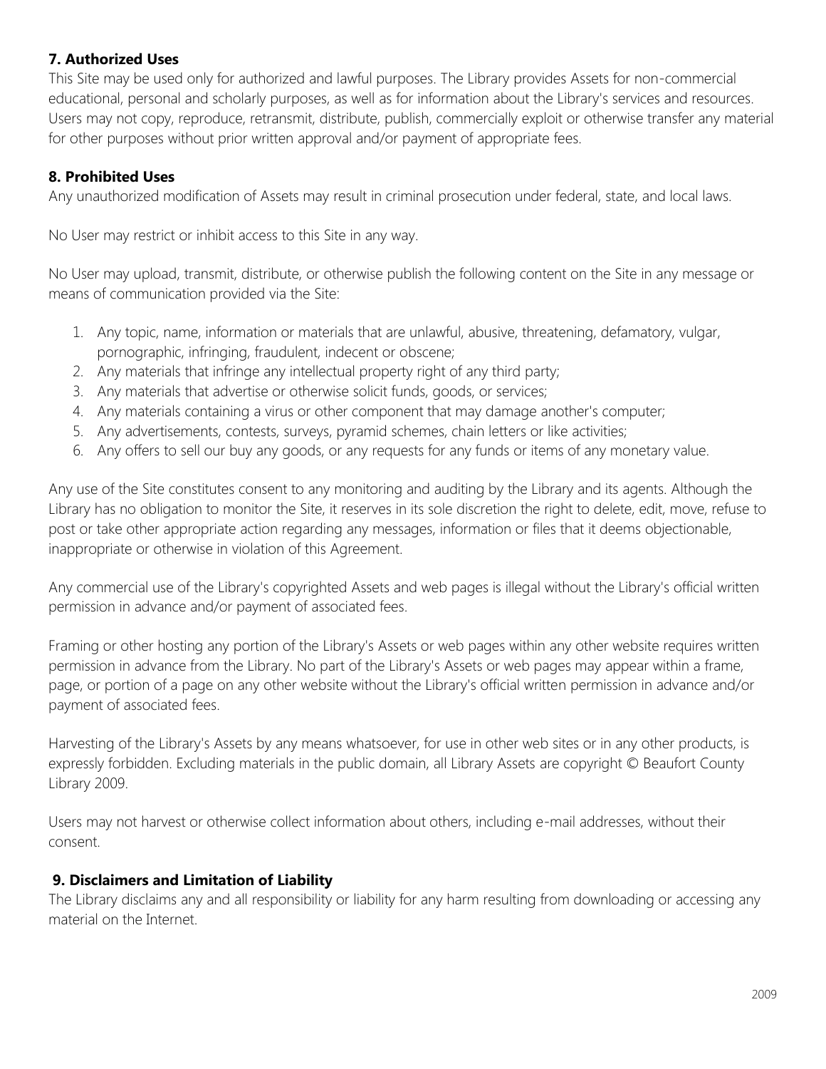**7. Authorized Uses**

This Site may be used only for authorized and lawful purposes. The Library provides Assets for non-commercial educational, personal and scholarly purposes, as well as for information about the Library's services and resources. Users may not copy, reproduce, retransmit, distribute, publish, commercially exploit or otherwise transfer any material for other purposes without prior written approval and/or payment of appropriate fees.

**8. Prohibited Uses**

Any unauthorized modification of Assets may result in criminal prosecution under federal, state, and local laws.

No User may restrict or inhibit access to this Site in any way.

No User may upload, transmit, distribute, or otherwise publish the following content on the Site in any message or means of communication provided via the Site:

1. Any topic, name, information or materials that are unlawful, abusive, threatening, defamatory, vulgar, pornographic, infringing, fraudulent, indecent or obscene;
2. Any materials that infringe any intellectual property right of any third party;
3. Any materials that advertise or otherwise solicit funds, goods, or services;
4. Any materials containing a virus or other component that may damage another's computer;
5. Any advertisements, contests, surveys, pyramid schemes, chain letters or like activities;
6. Any offers to sell our buy any goods, or any requests for any funds or items of any monetary value.

Any use of the Site constitutes consent to any monitoring and auditing by the Library and its agents. Although the Library has no obligation to monitor the Site, it reserves in its sole discretion the right to delete, edit, move, refuse to post or take other appropriate action regarding any messages, information or files that it deems objectionable, inappropriate or otherwise in violation of this Agreement.

Any commercial use of the Library's copyrighted Assets and web pages is illegal without the Library's official written permission in advance and/or payment of associated fees.

Framing or other hosting any portion of the Library's Assets or web pages within any other website requires written permission in advance from the Library. No part of the Library's Assets or web pages may appear within a frame, page, or portion of a page on any other website without the Library's official written permission in advance and/or payment of associated fees.

Harvesting of the Library's Assets by any means whatsoever, for use in other web sites or in any other products, is expressly forbidden. Excluding materials in the public domain, all Library Assets are copyright © Beaufort County Library 2009.

Users may not harvest or otherwise collect information about others, including e-mail addresses, without their consent.

**9. Disclaimers and Limitation of Liability**

The Library disclaims any and all responsibility or liability for any harm resulting from downloading or accessing any material on the Internet.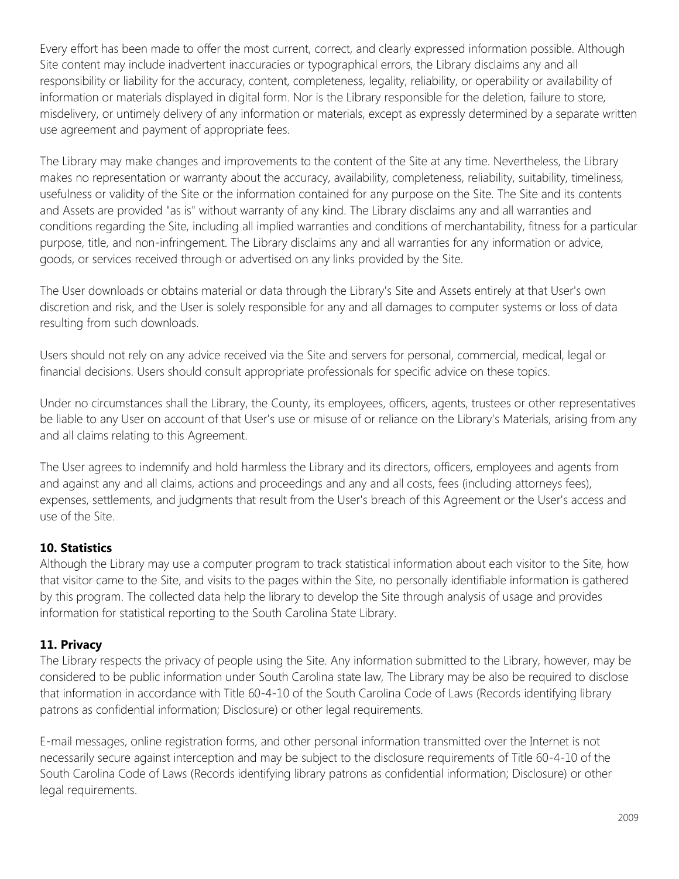Every effort has been made to offer the most current, correct, and clearly expressed information possible. Although Site content may include inadvertent inaccuracies or typographical errors, the Library disclaims any and all responsibility or liability for the accuracy, content, completeness, legality, reliability, or operability or availability of information or materials displayed in digital form. Nor is the Library responsible for the deletion, failure to store, misdelivery, or untimely delivery of any information or materials, except as expressly determined by a separate written use agreement and payment of appropriate fees.

The Library may make changes and improvements to the content of the Site at any time. Nevertheless, the Library makes no representation or warranty about the accuracy, availability, completeness, reliability, suitability, timeliness, usefulness or validity of the Site or the information contained for any purpose on the Site. The Site and its contents and Assets are provided "as is" without warranty of any kind. The Library disclaims any and all warranties and conditions regarding the Site, including all implied warranties and conditions of merchantability, fitness for a particular purpose, title, and non-infringement. The Library disclaims any and all warranties for any information or advice, goods, or services received through or advertised on any links provided by the Site.

The User downloads or obtains material or data through the Library's Site and Assets entirely at that User's own discretion and risk, and the User is solely responsible for any and all damages to computer systems or loss of data resulting from such downloads.

Users should not rely on any advice received via the Site and servers for personal, commercial, medical, legal or financial decisions. Users should consult appropriate professionals for specific advice on these topics.

Under no circumstances shall the Library, the County, its employees, officers, agents, trustees or other representatives be liable to any User on account of that User's use or misuse of or reliance on the Library's Materials, arising from any and all claims relating to this Agreement.

The User agrees to indemnify and hold harmless the Library and its directors, officers, employees and agents from and against any and all claims, actions and proceedings and any and all costs, fees (including attorneys fees), expenses, settlements, and judgments that result from the User's breach of this Agreement or the User's access and use of the Site.

**10. Statistics**

Although the Library may use a computer program to track statistical information about each visitor to the Site, how that visitor came to the Site, and visits to the pages within the Site, no personally identifiable information is gathered by this program. The collected data help the library to develop the Site through analysis of usage and provides information for statistical reporting to the South Carolina State Library.

**11. Privacy**

The Library respects the privacy of people using the Site. Any information submitted to the Library, however, may be considered to be public information under South Carolina state law, The Library may be also be required to disclose that information in accordance with Title 60-4-10 of the South Carolina Code of Laws (Records identifying library patrons as confidential information; Disclosure) or other legal requirements.

E-mail messages, online registration forms, and other personal information transmitted over the Internet is not necessarily secure against interception and may be subject to the disclosure requirements of Title 60-4-10 of the South Carolina Code of Laws (Records identifying library patrons as confidential information; Disclosure) or other legal requirements.

2009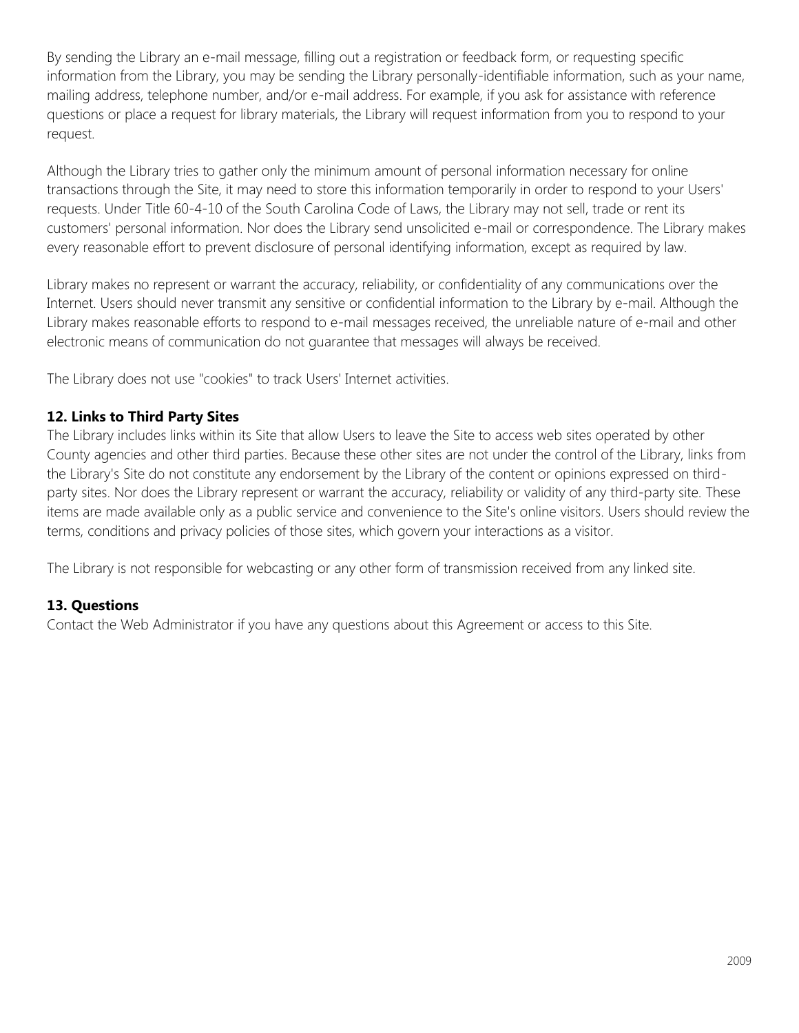By sending the Library an e-mail message, filling out a registration or feedback form, or requesting specific information from the Library, you may be sending the Library personally-identifiable information, such as your name, mailing address, telephone number, and/or e-mail address. For example, if you ask for assistance with reference questions or place a request for library materials, the Library will request information from you to respond to your request.

Although the Library tries to gather only the minimum amount of personal information necessary for online transactions through the Site, it may need to store this information temporarily in order to respond to your Users' requests. Under Title 60-4-10 of the South Carolina Code of Laws, the Library may not sell, trade or rent its customers' personal information. Nor does the Library send unsolicited e-mail or correspondence. The Library makes every reasonable effort to prevent disclosure of personal identifying information, except as required by law.

Library makes no represent or warrant the accuracy, reliability, or confidentiality of any communications over the Internet. Users should never transmit any sensitive or confidential information to the Library by e-mail. Although the Library makes reasonable efforts to respond to e-mail messages received, the unreliable nature of e-mail and other electronic means of communication do not guarantee that messages will always be received.

The Library does not use "cookies" to track Users' Internet activities.

**12. Links to Third Party Sites**

The Library includes links within its Site that allow Users to leave the Site to access web sites operated by other County agencies and other third parties. Because these other sites are not under the control of the Library, links from the Library's Site do not constitute any endorsement by the Library of the content or opinions expressed on third-party sites. Nor does the Library represent or warrant the accuracy, reliability or validity of any third-party site. These items are made available only as a public service and convenience to the Site's online visitors. Users should review the terms, conditions and privacy policies of those sites, which govern your interactions as a visitor.

The Library is not responsible for webcasting or any other form of transmission received from any linked site.

**13. Questions**

Contact the Web Administrator if you have any questions about this Agreement or access to this Site.

2009